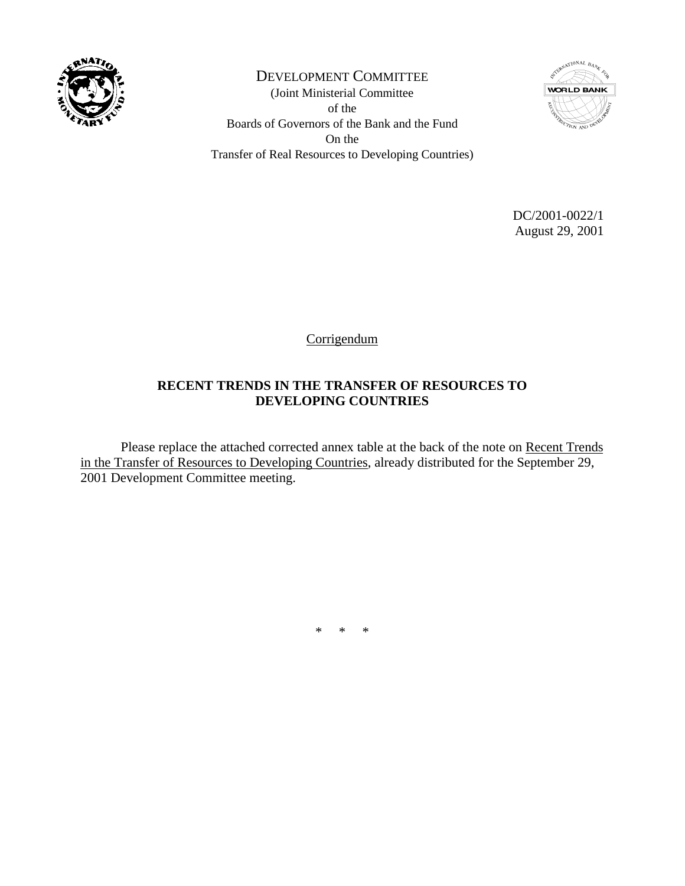DEVELOPMENT COMMITTEE
(Joint Ministerial Committee
of the
Boards of Governors of the Bank and the Fund
On the
Transfer of Real Resources to Developing Countries)

DC/2001-0022/1
August 29, 2001

Corrigendum

**RECENT TRENDS IN THE TRANSFER OF RESOURCES TO DEVELOPING COUNTRIES**

Please replace the attached corrected annex table at the back of the note on Recent Trends in the Transfer of Resources to Developing Countries, already distributed for the September 29, 2001 Development Committee meeting.

\* \* \*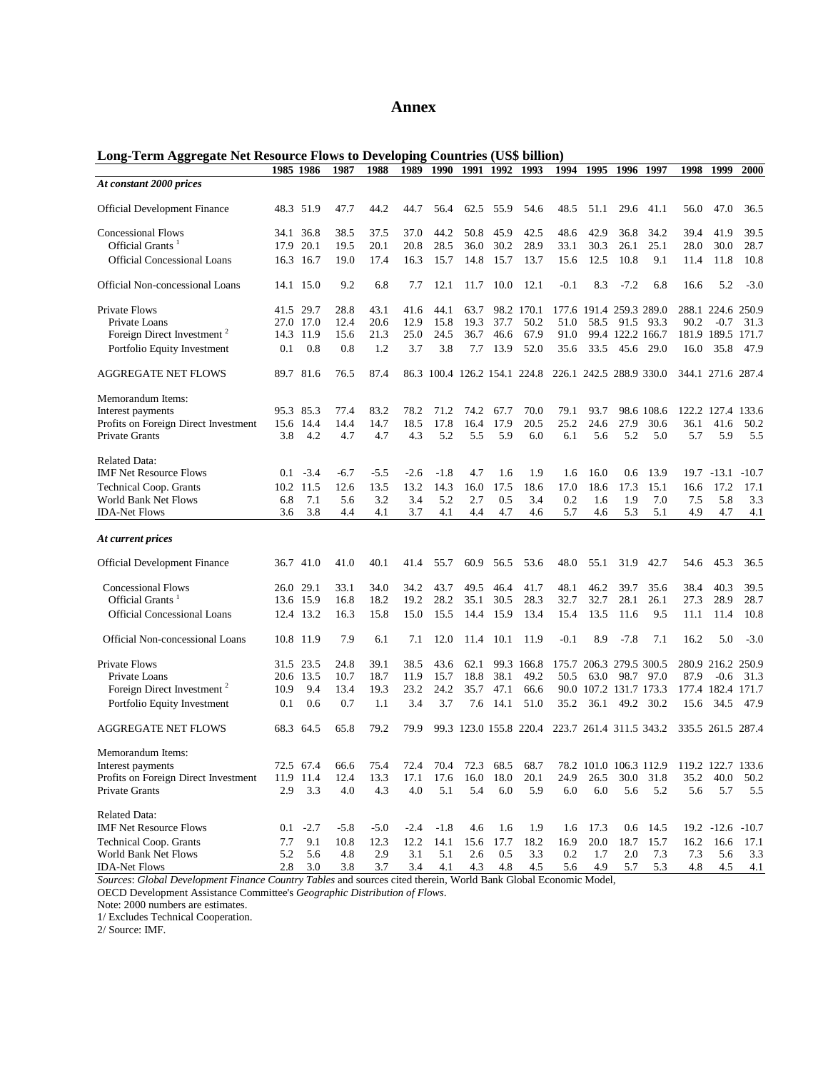# Annex

**Long-Term Aggregate Net Resource Flows to Developing Countries (US$ billion)**

| | 1985 | 1986 | 1987 | 1988 | 1989 | 1990 | 1991 | 1992 | 1993 | 1994 | 1995 | 1996 | 1997 | 1998 | 1999 | 2000 |
|---|---|---|---|---|---|---|---|---|---|---|---|---|---|---|---|---|
| ***At constant 2000 prices*** | | | | | | | | | | | | | | | | |
| Official Development Finance | 48.3 | 51.9 | 47.7 | 44.2 | 44.7 | 56.4 | 62.5 | 55.9 | 54.6 | 48.5 | 51.1 | 29.6 | 41.1 | 56.0 | 47.0 | 36.5 |
| Concessional Flows | 34.1 | 36.8 | 38.5 | 37.5 | 37.0 | 44.2 | 50.8 | 45.9 | 42.5 | 48.6 | 42.9 | 36.8 | 34.2 | 39.4 | 41.9 | 39.5 |
| Official Grants [1] | 17.9 | 20.1 | 19.5 | 20.1 | 20.8 | 28.5 | 36.0 | 30.2 | 28.9 | 33.1 | 30.3 | 26.1 | 25.1 | 28.0 | 30.0 | 28.7 |
| Official Concessional Loans | 16.3 | 16.7 | 19.0 | 17.4 | 16.3 | 15.7 | 14.8 | 15.7 | 13.7 | 15.6 | 12.5 | 10.8 | 9.1 | 11.4 | 11.8 | 10.8 |
| Official Non-concessional Loans | 14.1 | 15.0 | 9.2 | 6.8 | 7.7 | 12.1 | 11.7 | 10.0 | 12.1 | -0.1 | 8.3 | -7.2 | 6.8 | 16.6 | 5.2 | -3.0 |
| Private Flows | 41.5 | 29.7 | 28.8 | 43.1 | 41.6 | 44.1 | 63.7 | 98.2 | 170.1 | 177.6 | 191.4 | 259.3 | 289.0 | 288.1 | 224.6 | 250.9 |
| Private Loans | 27.0 | 17.0 | 12.4 | 20.6 | 12.9 | 15.8 | 19.3 | 37.7 | 50.2 | 51.0 | 58.5 | 91.5 | 93.3 | 90.2 | -0.7 | 31.3 |
| Foreign Direct Investment [2] | 14.3 | 11.9 | 15.6 | 21.3 | 25.0 | 24.5 | 36.7 | 46.6 | 67.9 | 91.0 | 99.4 | 122.2 | 166.7 | 181.9 | 189.5 | 171.7 |
| Portfolio Equity Investment | 0.1 | 0.8 | 0.8 | 1.2 | 3.7 | 3.8 | 7.7 | 13.9 | 52.0 | 35.6 | 33.5 | 45.6 | 29.0 | 16.0 | 35.8 | 47.9 |
| AGGREGATE NET FLOWS | 89.7 | 81.6 | 76.5 | 87.4 | 86.3 | 100.4 | 126.2 | 154.1 | 224.8 | 226.1 | 242.5 | 288.9 | 330.0 | 344.1 | 271.6 | 287.4 |
| Memorandum Items: | | | | | | | | | | | | | | | | |
| Interest payments | 95.3 | 85.3 | 77.4 | 83.2 | 78.2 | 71.2 | 74.2 | 67.7 | 70.0 | 79.1 | 93.7 | 98.6 | 108.6 | 122.2 | 127.4 | 133.6 |
| Profits on Foreign Direct Investment | 15.6 | 14.4 | 14.4 | 14.7 | 18.5 | 17.8 | 16.4 | 17.9 | 20.5 | 25.2 | 24.6 | 27.9 | 30.6 | 36.1 | 41.6 | 50.2 |
| Private Grants | 3.8 | 4.2 | 4.7 | 4.7 | 4.3 | 5.2 | 5.5 | 5.9 | 6.0 | 6.1 | 5.6 | 5.2 | 5.0 | 5.7 | 5.9 | 5.5 |
| Related Data: | | | | | | | | | | | | | | | | |
| IMF Net Resource Flows | 0.1 | -3.4 | -6.7 | -5.5 | -2.6 | -1.8 | 4.7 | 1.6 | 1.9 | 1.6 | 16.0 | 0.6 | 13.9 | 19.7 | -13.1 | -10.7 |
| Technical Coop. Grants | 10.2 | 11.5 | 12.6 | 13.5 | 13.2 | 14.3 | 16.0 | 17.5 | 18.6 | 17.0 | 18.6 | 17.3 | 15.1 | 16.6 | 17.2 | 17.1 |
| World Bank Net Flows | 6.8 | 7.1 | 5.6 | 3.2 | 3.4 | 5.2 | 2.7 | 0.5 | 3.4 | 0.2 | 1.6 | 1.9 | 7.0 | 7.5 | 5.8 | 3.3 |
| IDA-Net Flows | 3.6 | 3.8 | 4.4 | 4.1 | 3.7 | 4.1 | 4.4 | 4.7 | 4.6 | 5.7 | 4.6 | 5.3 | 5.1 | 4.9 | 4.7 | 4.1 |
| ***At current prices*** | | | | | | | | | | | | | | | | |
| Official Development Finance | 36.7 | 41.0 | 41.0 | 40.1 | 41.4 | 55.7 | 60.9 | 56.5 | 53.6 | 48.0 | 55.1 | 31.9 | 42.7 | 54.6 | 45.3 | 36.5 |
| Concessional Flows | 26.0 | 29.1 | 33.1 | 34.0 | 34.2 | 43.7 | 49.5 | 46.4 | 41.7 | 48.1 | 46.2 | 39.7 | 35.6 | 38.4 | 40.3 | 39.5 |
| Official Grants [1] | 13.6 | 15.9 | 16.8 | 18.2 | 19.2 | 28.2 | 35.1 | 30.5 | 28.3 | 32.7 | 32.7 | 28.1 | 26.1 | 27.3 | 28.9 | 28.7 |
| Official Concessional Loans | 12.4 | 13.2 | 16.3 | 15.8 | 15.0 | 15.5 | 14.4 | 15.9 | 13.4 | 15.4 | 13.5 | 11.6 | 9.5 | 11.1 | 11.4 | 10.8 |
| Official Non-concessional Loans | 10.8 | 11.9 | 7.9 | 6.1 | 7.1 | 12.0 | 11.4 | 10.1 | 11.9 | -0.1 | 8.9 | -7.8 | 7.1 | 16.2 | 5.0 | -3.0 |
| Private Flows | 31.5 | 23.5 | 24.8 | 39.1 | 38.5 | 43.6 | 62.1 | 99.3 | 166.8 | 175.7 | 206.3 | 279.5 | 300.5 | 280.9 | 216.2 | 250.9 |
| Private Loans | 20.6 | 13.5 | 10.7 | 18.7 | 11.9 | 15.7 | 18.8 | 38.1 | 49.2 | 50.5 | 63.0 | 98.7 | 97.0 | 87.9 | -0.6 | 31.3 |
| Foreign Direct Investment [2] | 10.9 | 9.4 | 13.4 | 19.3 | 23.2 | 24.2 | 35.7 | 47.1 | 66.6 | 90.0 | 107.2 | 131.7 | 173.3 | 177.4 | 182.4 | 171.7 |
| Portfolio Equity Investment | 0.1 | 0.6 | 0.7 | 1.1 | 3.4 | 3.7 | 7.6 | 14.1 | 51.0 | 35.2 | 36.1 | 49.2 | 30.2 | 15.6 | 34.5 | 47.9 |
| AGGREGATE NET FLOWS | 68.3 | 64.5 | 65.8 | 79.2 | 79.9 | 99.3 | 123.0 | 155.8 | 220.4 | 223.7 | 261.4 | 311.5 | 343.2 | 335.5 | 261.5 | 287.4 |
| Memorandum Items: | | | | | | | | | | | | | | | | |
| Interest payments | 72.5 | 67.4 | 66.6 | 75.4 | 72.4 | 70.4 | 72.3 | 68.5 | 68.7 | 78.2 | 101.0 | 106.3 | 112.9 | 119.2 | 122.7 | 133.6 |
| Profits on Foreign Direct Investment | 11.9 | 11.4 | 12.4 | 13.3 | 17.1 | 17.6 | 16.0 | 18.0 | 20.1 | 24.9 | 26.5 | 30.0 | 31.8 | 35.2 | 40.0 | 50.2 |
| Private Grants | 2.9 | 3.3 | 4.0 | 4.3 | 4.0 | 5.1 | 5.4 | 6.0 | 5.9 | 6.0 | 6.0 | 5.6 | 5.2 | 5.6 | 5.7 | 5.5 |
| Related Data: | | | | | | | | | | | | | | | | |
| IMF Net Resource Flows | 0.1 | -2.7 | -5.8 | -5.0 | -2.4 | -1.8 | 4.6 | 1.6 | 1.9 | 1.6 | 17.3 | 0.6 | 14.5 | 19.2 | -12.6 | -10.7 |
| Technical Coop. Grants | 7.7 | 9.1 | 10.8 | 12.3 | 12.2 | 14.1 | 15.6 | 17.7 | 18.2 | 16.9 | 20.0 | 18.7 | 15.7 | 16.2 | 16.6 | 17.1 |
| World Bank Net Flows | 5.2 | 5.6 | 4.8 | 2.9 | 3.1 | 5.1 | 2.6 | 0.5 | 3.3 | 0.2 | 1.7 | 2.0 | 7.3 | 7.3 | 5.6 | 3.3 |
| IDA-Net Flows | 2.8 | 3.0 | 3.8 | 3.7 | 3.4 | 4.1 | 4.3 | 4.8 | 4.5 | 5.6 | 4.9 | 5.7 | 5.3 | 4.8 | 4.5 | 4.1 |

*Sources*: *Global Development Finance Country Tables* and sources cited therein, World Bank Global Economic Model, OECD Development Assistance Committee's *Geographic Distribution of Flows*.

Note: 2000 numbers are estimates.

1/ Excludes Technical Cooperation.

2/ Source: IMF.